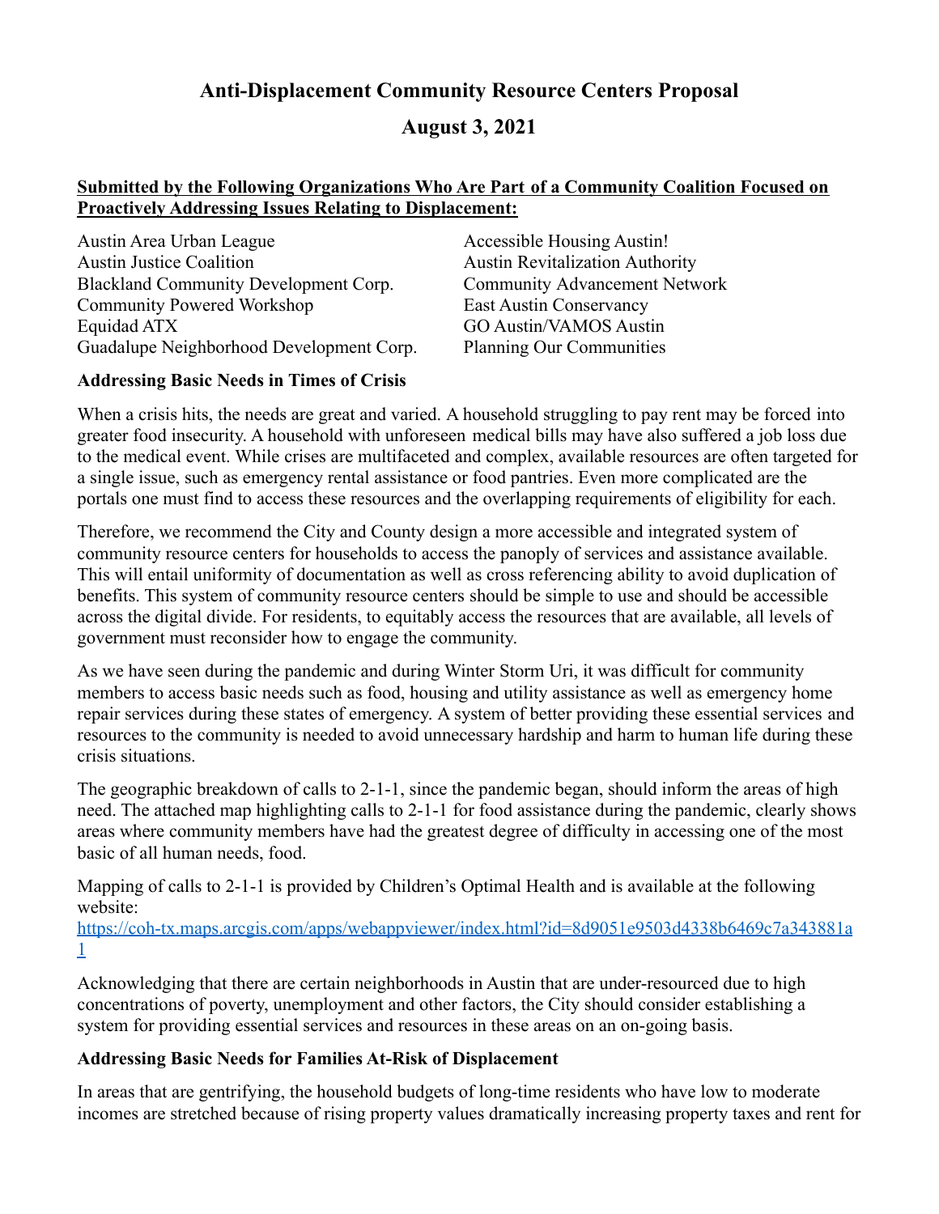# Anti-Displacement Community Resource Centers Proposal

## August 3, 2021

**Submitted by the Following Organizations Who Are Part of a Community Coalition Focused on Proactively Addressing Issues Relating to Displacement:**

Austin Area Urban League
Austin Justice Coalition
Blackland Community Development Corp.
Community Powered Workshop
Equidad ATX
Guadalupe Neighborhood Development Corp.
Accessible Housing Austin!
Austin Revitalization Authority
Community Advancement Network
East Austin Conservancy
GO Austin/VAMOS Austin
Planning Our Communities

### Addressing Basic Needs in Times of Crisis

When a crisis hits, the needs are great and varied. A household struggling to pay rent may be forced into greater food insecurity. A household with unforeseen medical bills may have also suffered a job loss due to the medical event. While crises are multifaceted and complex, available resources are often targeted for a single issue, such as emergency rental assistance or food pantries. Even more complicated are the portals one must find to access these resources and the overlapping requirements of eligibility for each.

Therefore, we recommend the City and County design a more accessible and integrated system of community resource centers for households to access the panoply of services and assistance available. This will entail uniformity of documentation as well as cross referencing ability to avoid duplication of benefits. This system of community resource centers should be simple to use and should be accessible across the digital divide. For residents, to equitably access the resources that are available, all levels of government must reconsider how to engage the community.

As we have seen during the pandemic and during Winter Storm Uri, it was difficult for community members to access basic needs such as food, housing and utility assistance as well as emergency home repair services during these states of emergency. A system of better providing these essential services and resources to the community is needed to avoid unnecessary hardship and harm to human life during these crisis situations.

The geographic breakdown of calls to 2-1-1, since the pandemic began, should inform the areas of high need. The attached map highlighting calls to 2-1-1 for food assistance during the pandemic, clearly shows areas where community members have had the greatest degree of difficulty in accessing one of the most basic of all human needs, food.

Mapping of calls to 2-1-1 is provided by Children's Optimal Health and is available at the following website:
https://coh-tx.maps.arcgis.com/apps/webappviewer/index.html?id=8d9051e9503d4338b6469c7a343881a1

Acknowledging that there are certain neighborhoods in Austin that are under-resourced due to high concentrations of poverty, unemployment and other factors, the City should consider establishing a system for providing essential services and resources in these areas on an on-going basis.

### Addressing Basic Needs for Families At-Risk of Displacement

In areas that are gentrifying, the household budgets of long-time residents who have low to moderate incomes are stretched because of rising property values dramatically increasing property taxes and rent for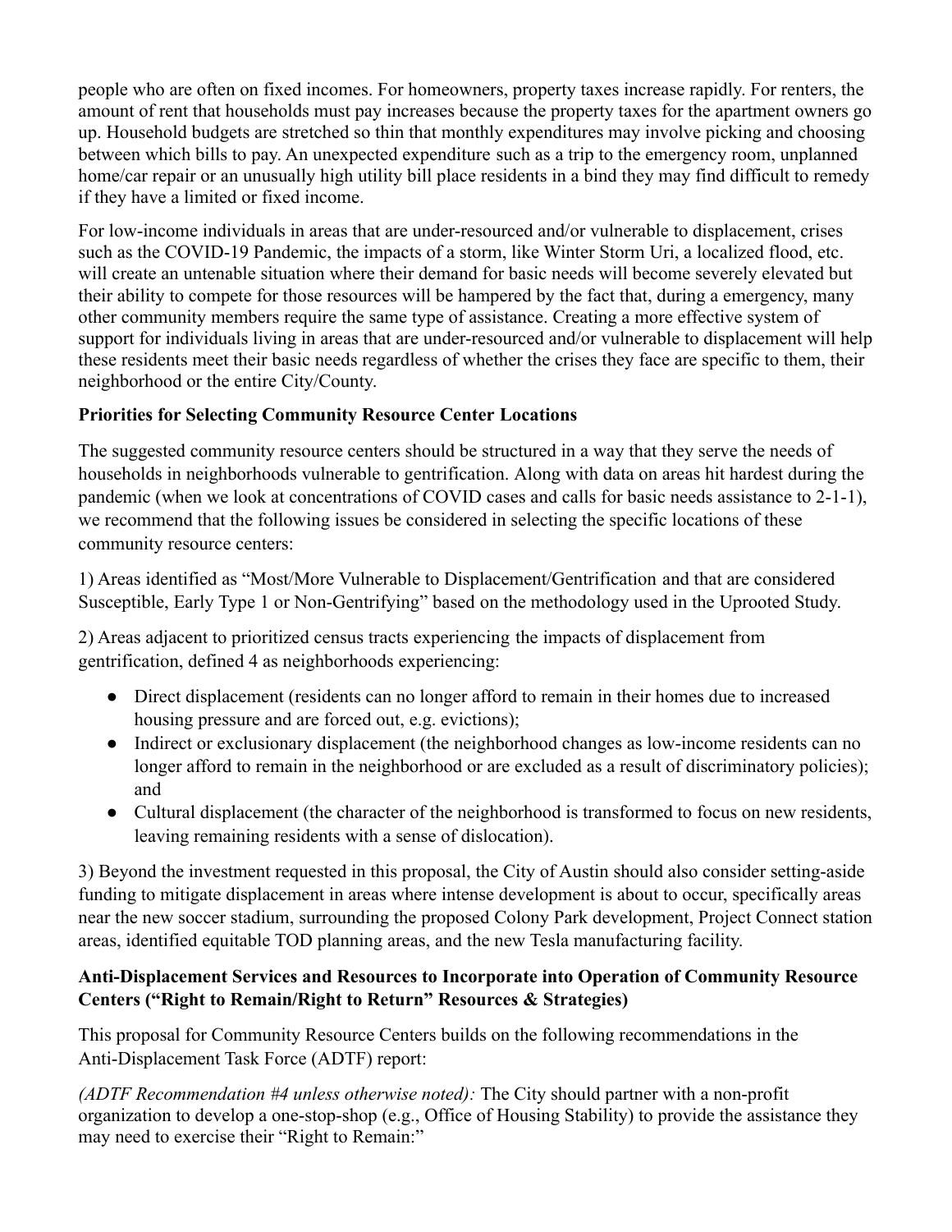people who are often on fixed incomes. For homeowners, property taxes increase rapidly. For renters, the amount of rent that households must pay increases because the property taxes for the apartment owners go up. Household budgets are stretched so thin that monthly expenditures may involve picking and choosing between which bills to pay. An unexpected expenditure such as a trip to the emergency room, unplanned home/car repair or an unusually high utility bill place residents in a bind they may find difficult to remedy if they have a limited or fixed income.

For low-income individuals in areas that are under-resourced and/or vulnerable to displacement, crises such as the COVID-19 Pandemic, the impacts of a storm, like Winter Storm Uri, a localized flood, etc. will create an untenable situation where their demand for basic needs will become severely elevated but their ability to compete for those resources will be hampered by the fact that, during a emergency, many other community members require the same type of assistance. Creating a more effective system of support for individuals living in areas that are under-resourced and/or vulnerable to displacement will help these residents meet their basic needs regardless of whether the crises they face are specific to them, their neighborhood or the entire City/County.

**Priorities for Selecting Community Resource Center Locations**

The suggested community resource centers should be structured in a way that they serve the needs of households in neighborhoods vulnerable to gentrification. Along with data on areas hit hardest during the pandemic (when we look at concentrations of COVID cases and calls for basic needs assistance to 2-1-1), we recommend that the following issues be considered in selecting the specific locations of these community resource centers:

1) Areas identified as "Most/More Vulnerable to Displacement/Gentrification and that are considered Susceptible, Early Type 1 or Non-Gentrifying" based on the methodology used in the Uprooted Study.

2) Areas adjacent to prioritized census tracts experiencing the impacts of displacement from gentrification, defined 4 as neighborhoods experiencing:

- Direct displacement (residents can no longer afford to remain in their homes due to increased housing pressure and are forced out, e.g. evictions);
- Indirect or exclusionary displacement (the neighborhood changes as low-income residents can no longer afford to remain in the neighborhood or are excluded as a result of discriminatory policies); and
- Cultural displacement (the character of the neighborhood is transformed to focus on new residents, leaving remaining residents with a sense of dislocation).

3) Beyond the investment requested in this proposal, the City of Austin should also consider setting-aside funding to mitigate displacement in areas where intense development is about to occur, specifically areas near the new soccer stadium, surrounding the proposed Colony Park development, Project Connect station areas, identified equitable TOD planning areas, and the new Tesla manufacturing facility.

**Anti-Displacement Services and Resources to Incorporate into Operation of Community Resource Centers ("Right to Remain/Right to Return" Resources & Strategies)**

This proposal for Community Resource Centers builds on the following recommendations in the Anti-Displacement Task Force (ADTF) report:

*(ADTF Recommendation #4 unless otherwise noted):* The City should partner with a non-profit organization to develop a one-stop-shop (e.g., Office of Housing Stability) to provide the assistance they may need to exercise their "Right to Remain:"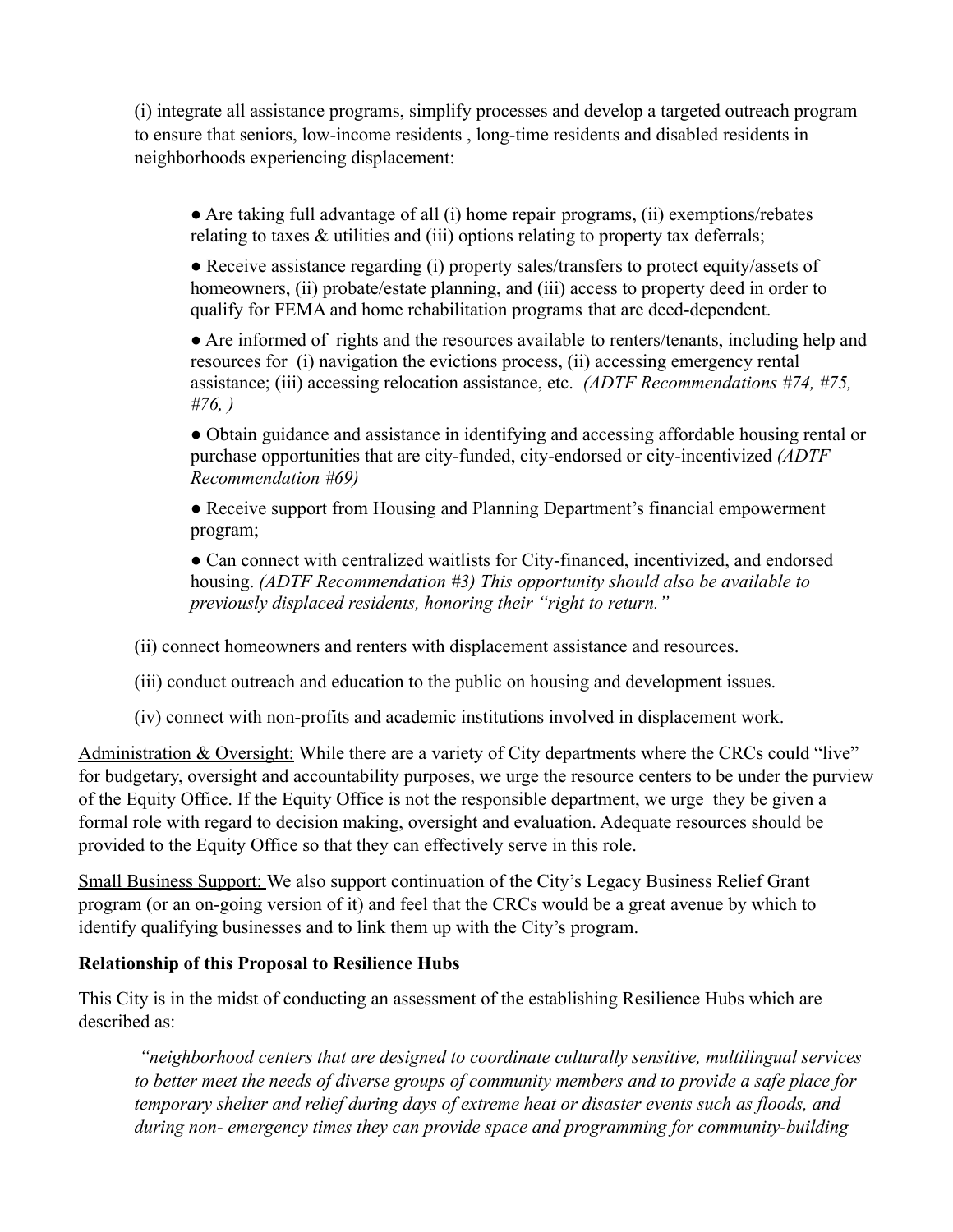(i) integrate all assistance programs, simplify processes and develop a targeted outreach program to ensure that seniors, low-income residents , long-time residents and disabled residents in neighborhoods experiencing displacement:

- Are taking full advantage of all (i) home repair programs, (ii) exemptions/rebates relating to taxes & utilities and (iii) options relating to property tax deferrals;
- Receive assistance regarding (i) property sales/transfers to protect equity/assets of homeowners, (ii) probate/estate planning, and (iii) access to property deed in order to qualify for FEMA and home rehabilitation programs that are deed-dependent.
- Are informed of rights and the resources available to renters/tenants, including help and resources for (i) navigation the evictions process, (ii) accessing emergency rental assistance; (iii) accessing relocation assistance, etc. *(ADTF Recommendations #74, #75, #76, )*
- Obtain guidance and assistance in identifying and accessing affordable housing rental or purchase opportunities that are city-funded, city-endorsed or city-incentivized *(ADTF Recommendation #69)*
- Receive support from Housing and Planning Department's financial empowerment program;
- Can connect with centralized waitlists for City-financed, incentivized, and endorsed housing. *(ADTF Recommendation #3) This opportunity should also be available to previously displaced residents, honoring their "right to return."*

(ii) connect homeowners and renters with displacement assistance and resources.

(iii) conduct outreach and education to the public on housing and development issues.

(iv) connect with non-profits and academic institutions involved in displacement work.

<u>Administration & Oversight:</u> While there are a variety of City departments where the CRCs could "live" for budgetary, oversight and accountability purposes, we urge the resource centers to be under the purview of the Equity Office. If the Equity Office is not the responsible department, we urge they be given a formal role with regard to decision making, oversight and evaluation. Adequate resources should be provided to the Equity Office so that they can effectively serve in this role.

<u>Small Business Support:</u> We also support continuation of the City's Legacy Business Relief Grant program (or an on-going version of it) and feel that the CRCs would be a great avenue by which to identify qualifying businesses and to link them up with the City's program.

**Relationship of this Proposal to Resilience Hubs**

This City is in the midst of conducting an assessment of the establishing Resilience Hubs which are described as:

> *"neighborhood centers that are designed to coordinate culturally sensitive, multilingual services to better meet the needs of diverse groups of community members and to provide a safe place for temporary shelter and relief during days of extreme heat or disaster events such as floods, and during non- emergency times they can provide space and programming for community-building*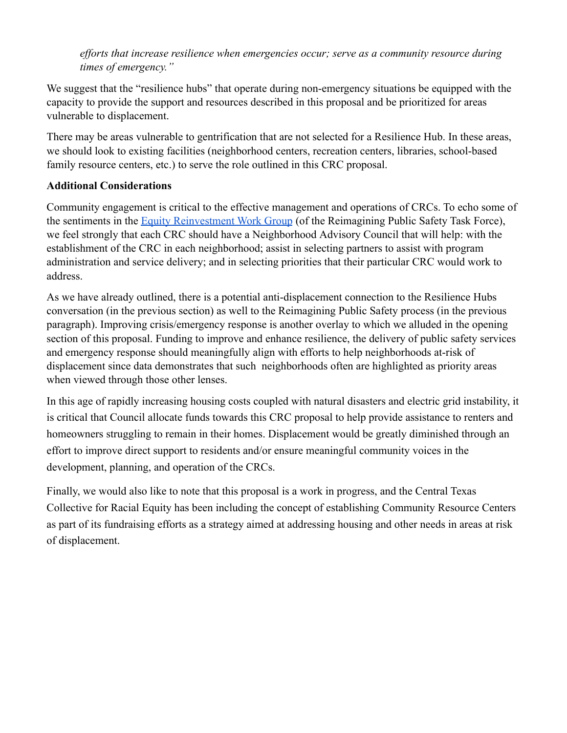*efforts that increase resilience when emergencies occur; serve as a community resource during times of emergency."*

We suggest that the "resilience hubs" that operate during non-emergency situations be equipped with the capacity to provide the support and resources described in this proposal and be prioritized for areas vulnerable to displacement.

There may be areas vulnerable to gentrification that are not selected for a Resilience Hub. In these areas, we should look to existing facilities (neighborhood centers, recreation centers, libraries, school-based family resource centers, etc.) to serve the role outlined in this CRC proposal.

**Additional Considerations**

Community engagement is critical to the effective management and operations of CRCs. To echo some of the sentiments in the Equity Reinvestment Work Group (of the Reimagining Public Safety Task Force), we feel strongly that each CRC should have a Neighborhood Advisory Council that will help: with the establishment of the CRC in each neighborhood; assist in selecting partners to assist with program administration and service delivery; and in selecting priorities that their particular CRC would work to address.

As we have already outlined, there is a potential anti-displacement connection to the Resilience Hubs conversation (in the previous section) as well to the Reimagining Public Safety process (in the previous paragraph). Improving crisis/emergency response is another overlay to which we alluded in the opening section of this proposal. Funding to improve and enhance resilience, the delivery of public safety services and emergency response should meaningfully align with efforts to help neighborhoods at-risk of displacement since data demonstrates that such neighborhoods often are highlighted as priority areas when viewed through those other lenses.

In this age of rapidly increasing housing costs coupled with natural disasters and electric grid instability, it is critical that Council allocate funds towards this CRC proposal to help provide assistance to renters and homeowners struggling to remain in their homes. Displacement would be greatly diminished through an effort to improve direct support to residents and/or ensure meaningful community voices in the development, planning, and operation of the CRCs.

Finally, we would also like to note that this proposal is a work in progress, and the Central Texas Collective for Racial Equity has been including the concept of establishing Community Resource Centers as part of its fundraising efforts as a strategy aimed at addressing housing and other needs in areas at risk of displacement.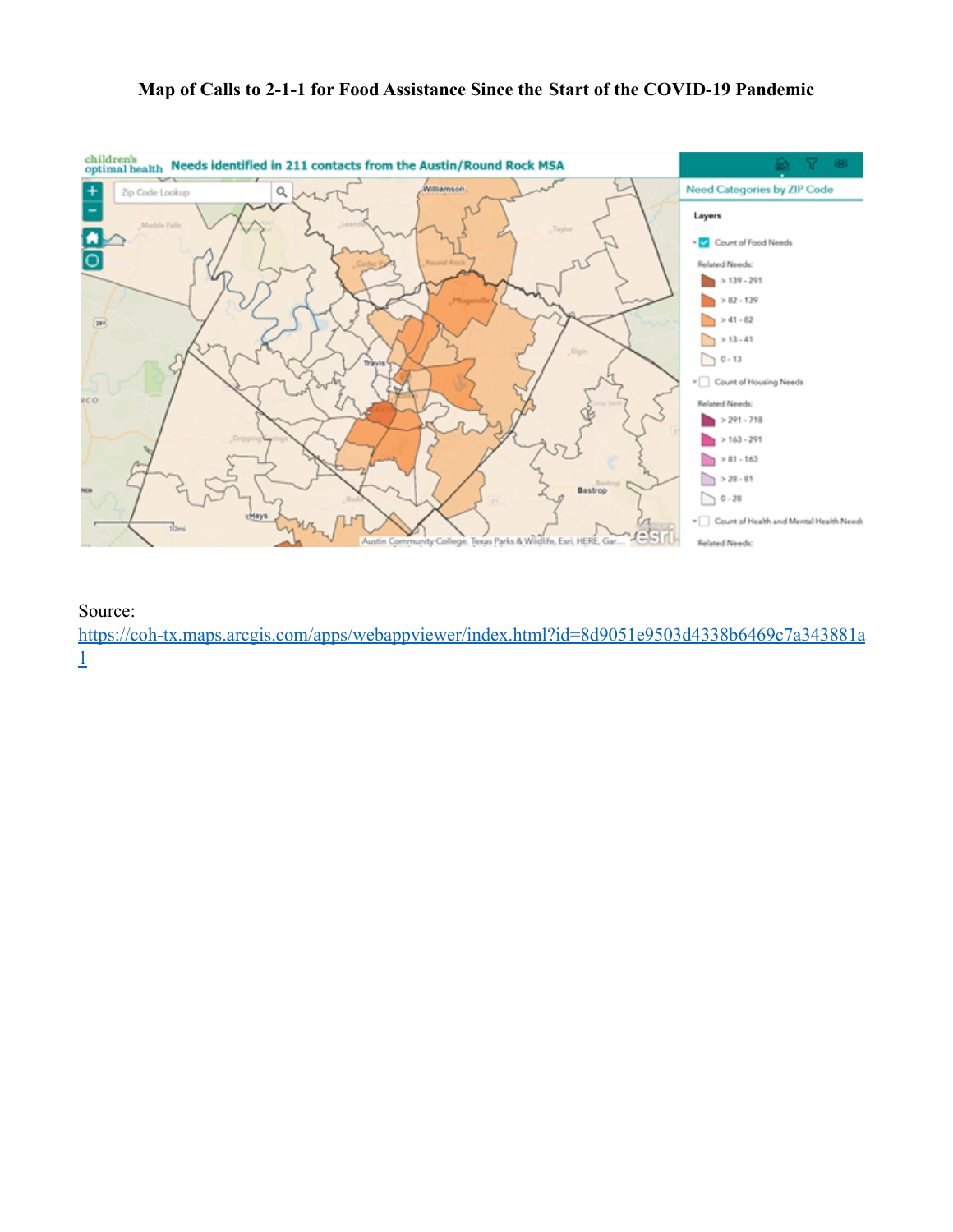**Map of Calls to 2-1-1 for Food Assistance Since the Start of the COVID-19 Pandemic**

children's optimal health

Needs identified in 211 contacts from the Austin/Round Rock MSA

Need Categories by ZIP Code

Layers

Count of Food Needs

Related Needs:

> 139 - 291

> 82 - 139

> 41 - 82

> 13 - 41

0 - 13

Count of Housing Needs

Related Needs:

> 291 - 718

> 163 - 291

> 81 - 163

> 28 - 81

0 - 28

Count of Health and Mental Health Needs

Related Needs:

Source:
https://coh-tx.maps.arcgis.com/apps/webappviewer/index.html?id=8d9051e9503d4338b6469c7a343881a1